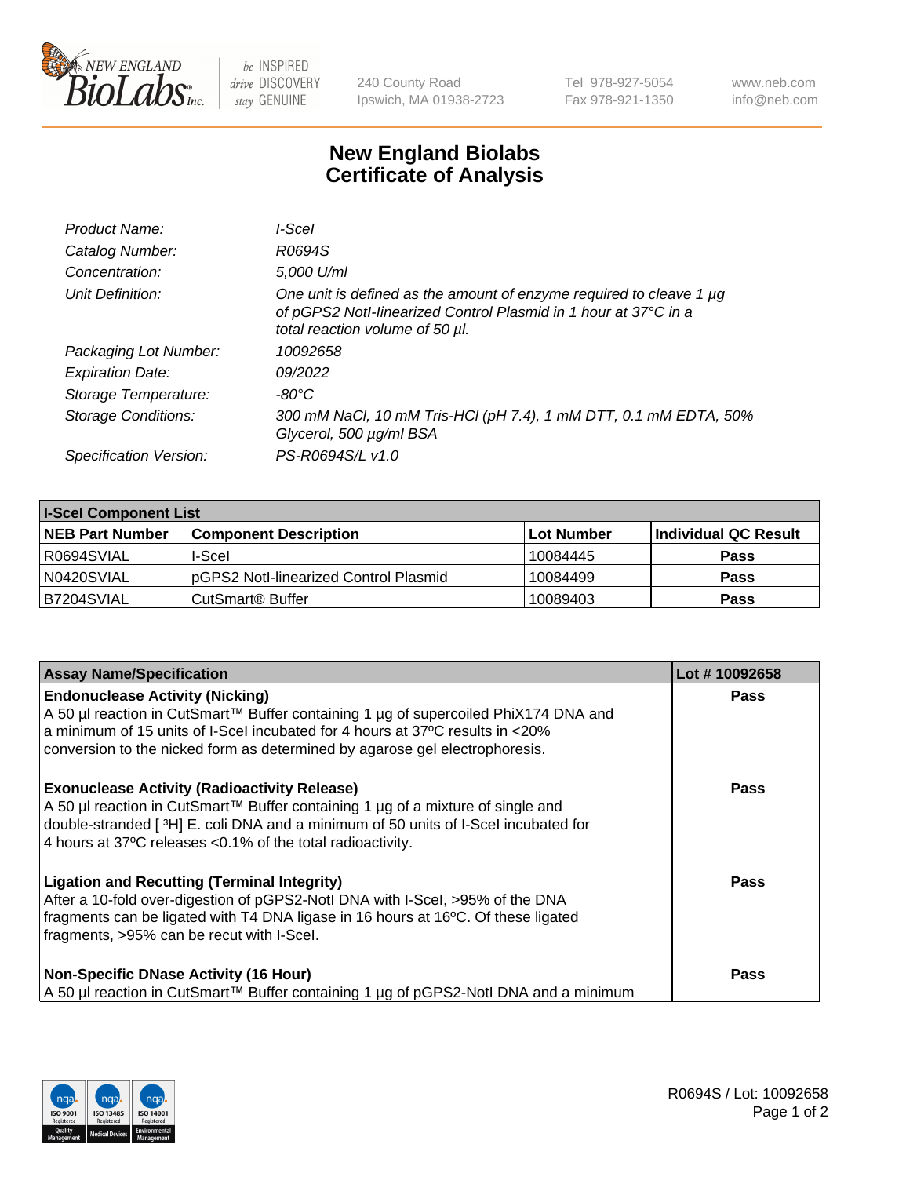New England BioLabs Inc. — be INSPIRED drive DISCOVERY stay GENUINE

240 County Road
Ipswich, MA 01938-2723

Tel 978-927-5054
Fax 978-921-1350

www.neb.com
info@neb.com

# New England Biolabs Certificate of Analysis

| | |
|---|---|
| *Product Name:* | *I-SceI* |
| *Catalog Number:* | *R0694S* |
| *Concentration:* | *5,000 U/ml* |
| *Unit Definition:* | *One unit is defined as the amount of enzyme required to cleave 1 µg of pGPS2 NotI-linearized Control Plasmid in 1 hour at 37°C in a total reaction volume of 50 µl.* |
| *Packaging Lot Number:* | *10092658* |
| *Expiration Date:* | *09/2022* |
| *Storage Temperature:* | *-80°C* |
| *Storage Conditions:* | *300 mM NaCl, 10 mM Tris-HCl (pH 7.4), 1 mM DTT, 0.1 mM EDTA, 50% Glycerol, 500 µg/ml BSA* |
| *Specification Version:* | *PS-R0694S/L v1.0* |

| I-SceI Component List | | | |
|---|---|---|---|
| **NEB Part Number** | **Component Description** | **Lot Number** | **Individual QC Result** |
| R0694SVIAL | I-SceI | 10084445 | **Pass** |
| N0420SVIAL | pGPS2 NotI-linearized Control Plasmid | 10084499 | **Pass** |
| B7204SVIAL | CutSmart® Buffer | 10089403 | **Pass** |

| Assay Name/Specification | Lot # 10092658 |
|---|---|
| **Endonuclease Activity (Nicking)**<br>A 50 µl reaction in CutSmart™ Buffer containing 1 µg of supercoiled PhiX174 DNA and a minimum of 15 units of I-SceI incubated for 4 hours at 37ºC results in <20% conversion to the nicked form as determined by agarose gel electrophoresis. | **Pass** |
| **Exonuclease Activity (Radioactivity Release)**<br>A 50 µl reaction in CutSmart™ Buffer containing 1 µg of a mixture of single and double-stranded [ $^3$H] E. coli DNA and a minimum of 50 units of I-SceI incubated for 4 hours at 37ºC releases <0.1% of the total radioactivity. | **Pass** |
| **Ligation and Recutting (Terminal Integrity)**<br>After a 10-fold over-digestion of pGPS2-NotI DNA with I-SceI, >95% of the DNA fragments can be ligated with T4 DNA ligase in 16 hours at 16ºC. Of these ligated fragments, >95% can be recut with I-SceI. | **Pass** |
| **Non-Specific DNase Activity (16 Hour)**<br>A 50 µl reaction in CutSmart™ Buffer containing 1 µg of pGPS2-NotI DNA and a minimum | **Pass** |

R0694S / Lot: 10092658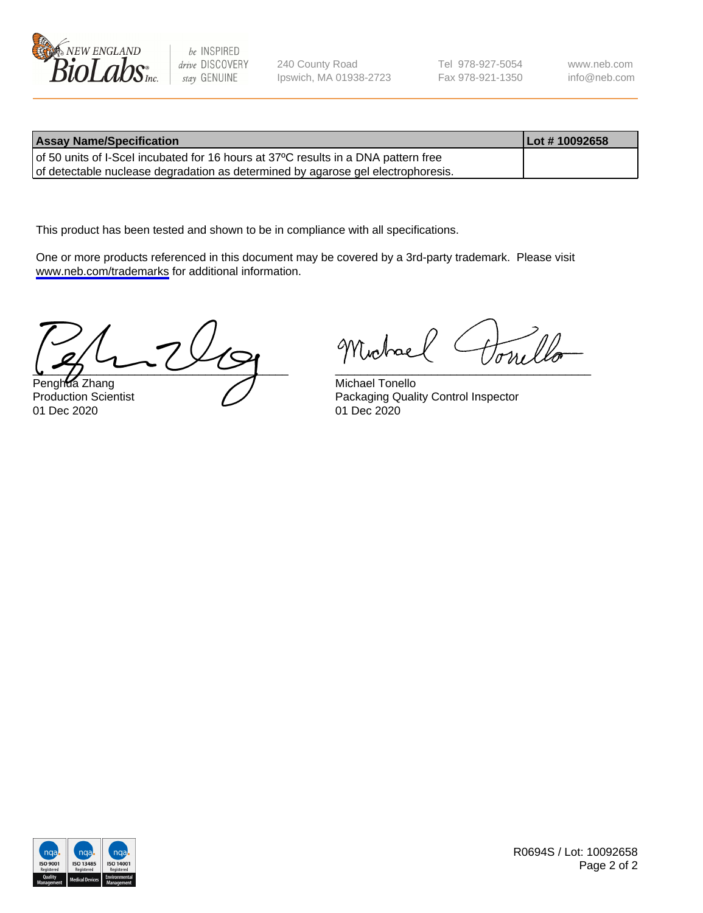| Assay Name/Specification | Lot # 10092658 |
|---|---|
| of 50 units of I-SceI incubated for 16 hours at 37ºC results in a DNA pattern free of detectable nuclease degradation as determined by agarose gel electrophoresis. | |

This product has been tested and shown to be in compliance with all specifications.

One or more products referenced in this document may be covered by a 3rd-party trademark. Please visit www.neb.com/trademarks for additional information.

Penghua Zhang
Production Scientist
01 Dec 2020

Michael Tonello
Packaging Quality Control Inspector
01 Dec 2020

R0694S / Lot: 10092658